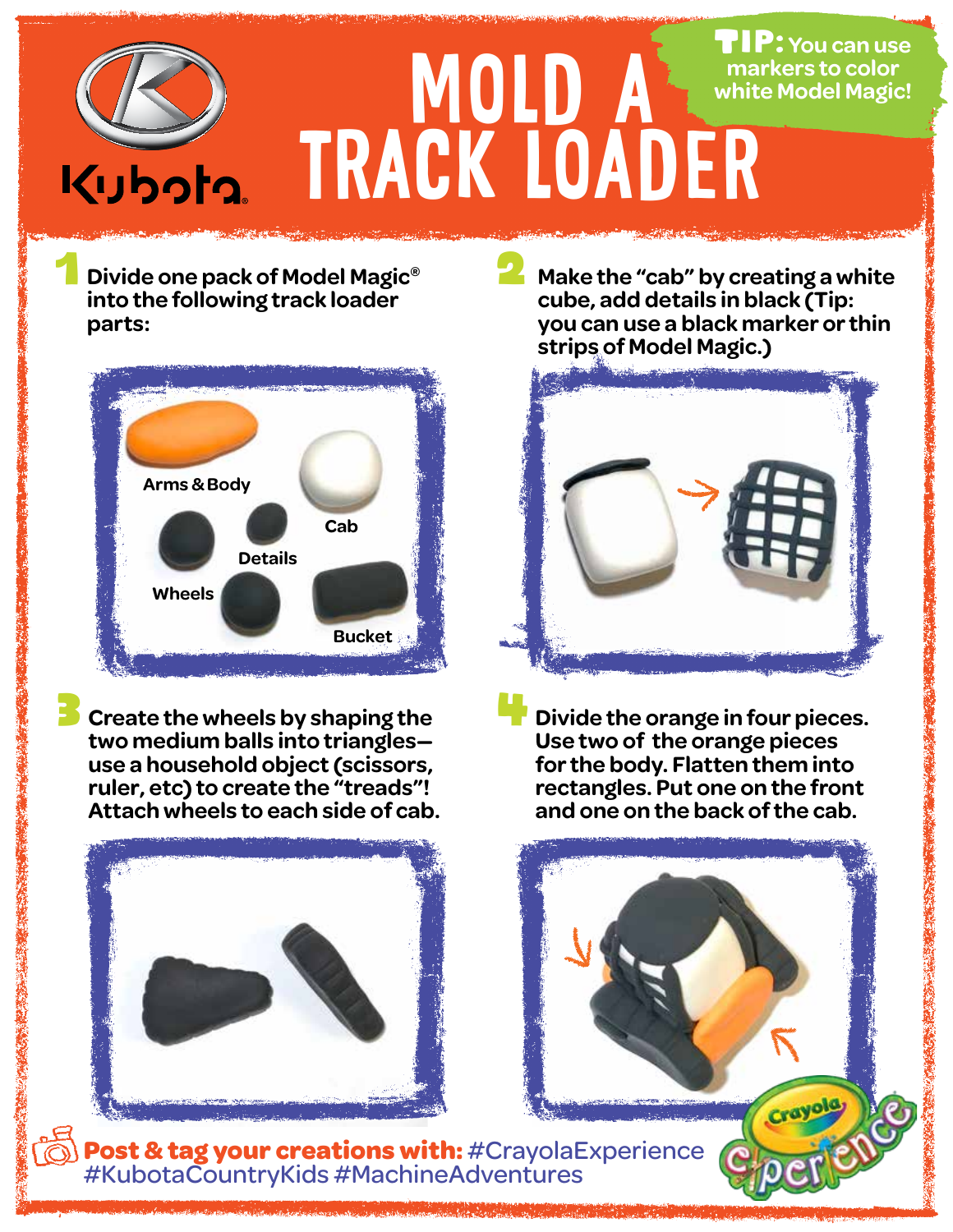Kubota

# MOLD A TRACK LOADER

**TIP:** You can use markers to color white Model Magic!

**1** Divide one pack of Model Magic® into the following track loader parts:

Arms & Body

Cab

Details

Wheels

Bucket

**2** Make the "cab" by creating a white cube, add details in black (Tip: you can use a black marker or thin strips of Model Magic.)

**3** Create the wheels by shaping the two medium balls into triangles—use a household object (scissors, ruler, etc) to create the "treads"! Attach wheels to each side of cab.

**4** Divide the orange in four pieces. Use two of the orange pieces for the body. Flatten them into rectangles. Put one on the front and one on the back of the cab.

**Post & tag your creations with:** #CrayolaExperience #KubotaCountryKids #MachineAdventures

Crayola Experience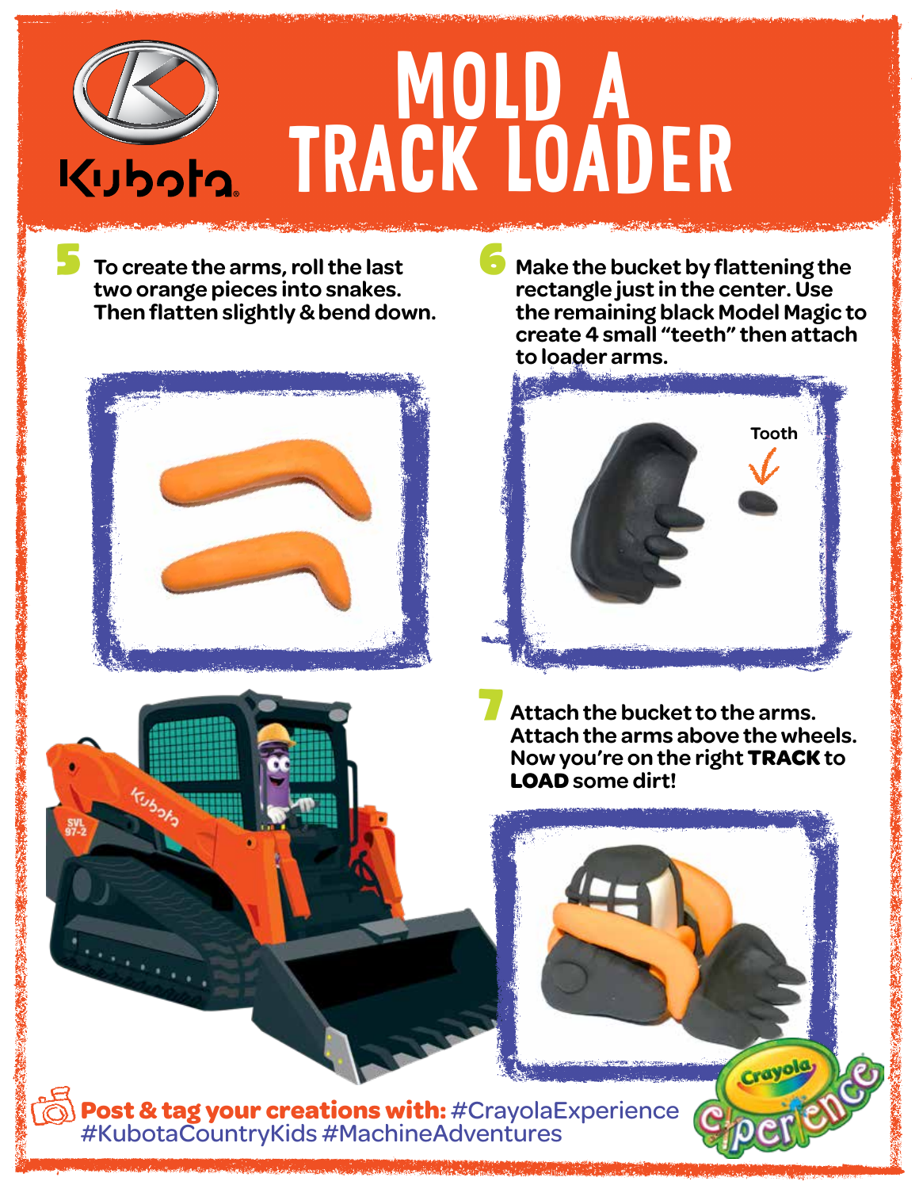# MOLD A TRACK LOADER

**5** To create the arms, roll the last two orange pieces into snakes. Then flatten slightly & bend down.

**6** Make the bucket by flattening the rectangle just in the center. Use the remaining black Model Magic to create 4 small "teeth" then attach to loader arms.

Tooth

**7** Attach the bucket to the arms. Attach the arms above the wheels. Now you're on the right **TRACK** to **LOAD** some dirt!

**Post & tag your creations with:** #CrayolaExperience #KubotaCountryKids #MachineAdventures